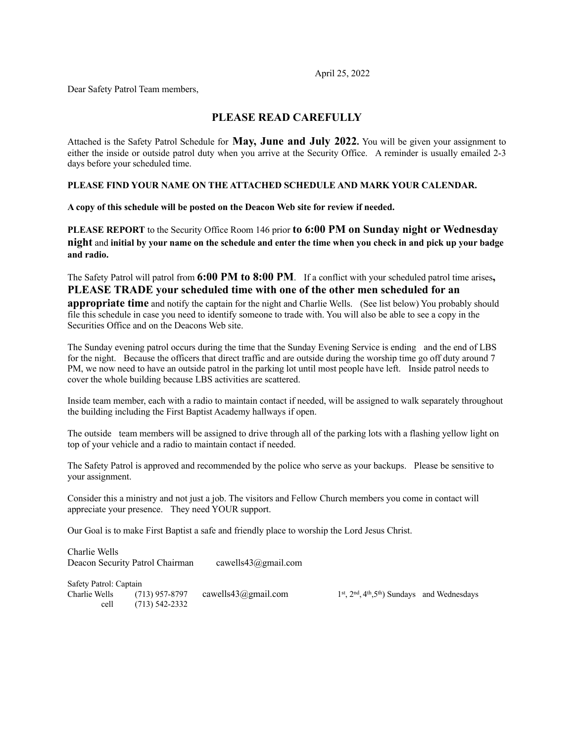April 25, 2022

Dear Safety Patrol Team members,

## PLEASE READ CAREFULLY

Attached is the Safety Patrol Schedule for **May, June and July 2022.** You will be given your assignment to either the inside or outside patrol duty when you arrive at the Security Office. A reminder is usually emailed 2-3 days before your scheduled time.

**PLEASE FIND YOUR NAME ON THE ATTACHED SCHEDULE AND MARK YOUR CALENDAR.**

**A copy of this schedule will be posted on the Deacon Web site for review if needed.**

**PLEASE REPORT** to the Security Office Room 146 prior **to 6:00 PM on Sunday night or Wednesday night** and **initial by your name on the schedule and enter the time when you check in and pick up your badge and radio.**

The Safety Patrol will patrol from **6:00 PM to 8:00 PM**. If a conflict with your scheduled patrol time arises**, PLEASE TRADE your scheduled time with one of the other men scheduled for an appropriate time** and notify the captain for the night and Charlie Wells. (See list below) You probably should file this schedule in case you need to identify someone to trade with. You will also be able to see a copy in the Securities Office and on the Deacons Web site.

The Sunday evening patrol occurs during the time that the Sunday Evening Service is ending and the end of LBS for the night. Because the officers that direct traffic and are outside during the worship time go off duty around 7 PM, we now need to have an outside patrol in the parking lot until most people have left. Inside patrol needs to cover the whole building because LBS activities are scattered.

Inside team member, each with a radio to maintain contact if needed, will be assigned to walk separately throughout the building including the First Baptist Academy hallways if open.

The outside team members will be assigned to drive through all of the parking lots with a flashing yellow light on top of your vehicle and a radio to maintain contact if needed.

The Safety Patrol is approved and recommended by the police who serve as your backups. Please be sensitive to your assignment.

Consider this a ministry and not just a job. The visitors and Fellow Church members you come in contact will appreciate your presence. They need YOUR support.

Our Goal is to make First Baptist a safe and friendly place to worship the Lord Jesus Christ.

Charlie Wells
Deacon Security Patrol Chairman cawells43@gmail.com

Safety Patrol: Captain

| | | | |
|---|---|---|---|
| Charlie Wells | (713) 957-8797 | cawells43@gmail.com | 1st, 2nd, 4th, 5th) Sundays and Wednesdays |
| cell | (713) 542-2332 | | |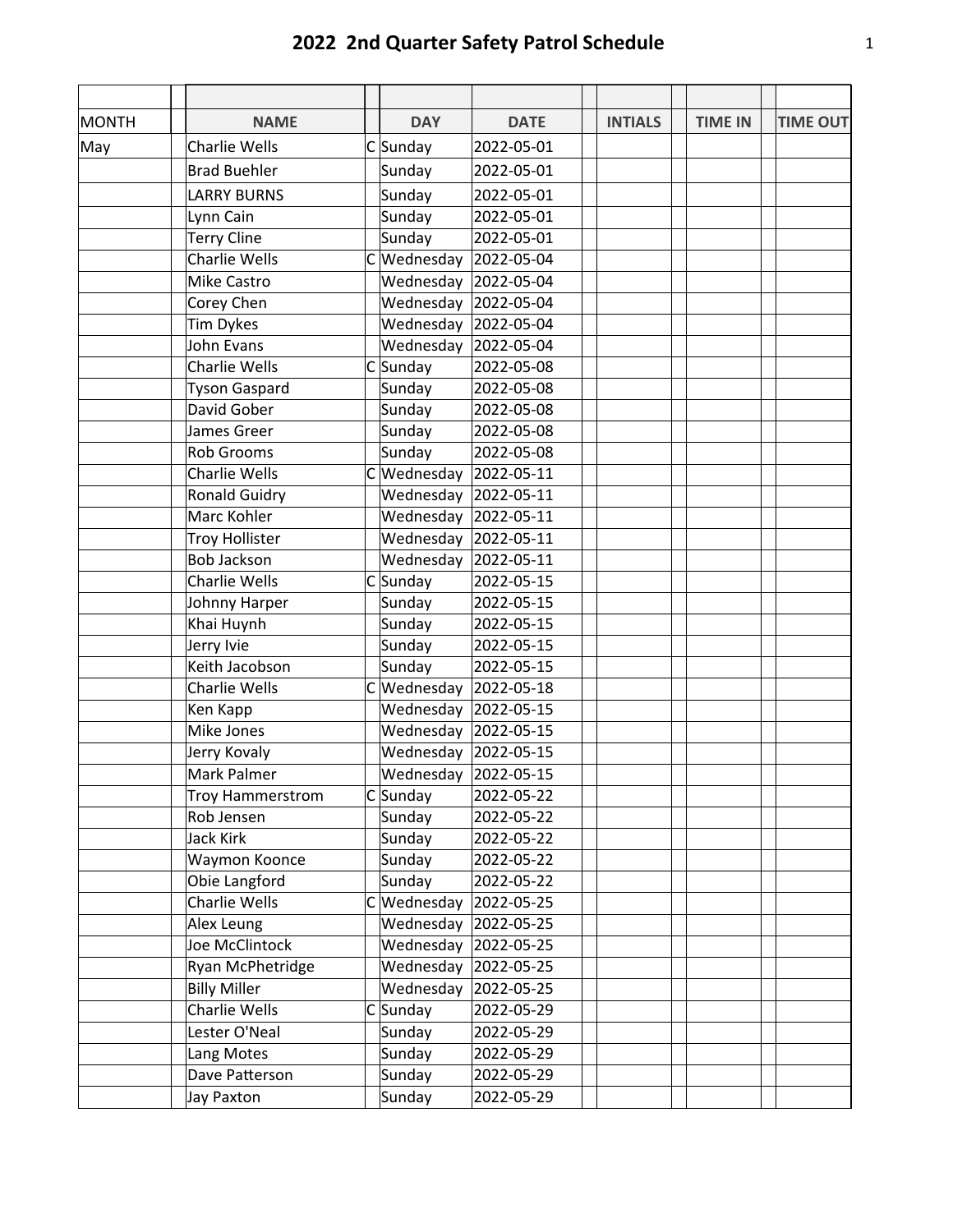# 2022 2nd Quarter Safety Patrol Schedule

| MONTH | | NAME | | DAY | DATE | | INTIALS | | TIME IN | | TIME OUT |
|---|---|---|---|---|---|---|---|---|---|---|---|
| May | | Charlie Wells | C | Sunday | 2022-05-01 | | | | | | |
| | | Brad Buehler | | Sunday | 2022-05-01 | | | | | | |
| | | LARRY BURNS | | Sunday | 2022-05-01 | | | | | | |
| | | Lynn Cain | | Sunday | 2022-05-01 | | | | | | |
| | | Terry Cline | | Sunday | 2022-05-01 | | | | | | |
| | | Charlie Wells | C | Wednesday | 2022-05-04 | | | | | | |
| | | Mike Castro | | Wednesday | 2022-05-04 | | | | | | |
| | | Corey Chen | | Wednesday | 2022-05-04 | | | | | | |
| | | Tim Dykes | | Wednesday | 2022-05-04 | | | | | | |
| | | John Evans | | Wednesday | 2022-05-04 | | | | | | |
| | | Charlie Wells | C | Sunday | 2022-05-08 | | | | | | |
| | | Tyson Gaspard | | Sunday | 2022-05-08 | | | | | | |
| | | David Gober | | Sunday | 2022-05-08 | | | | | | |
| | | James Greer | | Sunday | 2022-05-08 | | | | | | |
| | | Rob Grooms | | Sunday | 2022-05-08 | | | | | | |
| | | Charlie Wells | C | Wednesday | 2022-05-11 | | | | | | |
| | | Ronald Guidry | | Wednesday | 2022-05-11 | | | | | | |
| | | Marc Kohler | | Wednesday | 2022-05-11 | | | | | | |
| | | Troy Hollister | | Wednesday | 2022-05-11 | | | | | | |
| | | Bob Jackson | | Wednesday | 2022-05-11 | | | | | | |
| | | Charlie Wells | C | Sunday | 2022-05-15 | | | | | | |
| | | Johnny Harper | | Sunday | 2022-05-15 | | | | | | |
| | | Khai Huynh | | Sunday | 2022-05-15 | | | | | | |
| | | Jerry Ivie | | Sunday | 2022-05-15 | | | | | | |
| | | Keith Jacobson | | Sunday | 2022-05-15 | | | | | | |
| | | Charlie Wells | C | Wednesday | 2022-05-18 | | | | | | |
| | | Ken Kapp | | Wednesday | 2022-05-15 | | | | | | |
| | | Mike Jones | | Wednesday | 2022-05-15 | | | | | | |
| | | Jerry Kovaly | | Wednesday | 2022-05-15 | | | | | | |
| | | Mark Palmer | | Wednesday | 2022-05-15 | | | | | | |
| | | Troy Hammerstrom | C | Sunday | 2022-05-22 | | | | | | |
| | | Rob Jensen | | Sunday | 2022-05-22 | | | | | | |
| | | Jack Kirk | | Sunday | 2022-05-22 | | | | | | |
| | | Waymon Koonce | | Sunday | 2022-05-22 | | | | | | |
| | | Obie Langford | | Sunday | 2022-05-22 | | | | | | |
| | | Charlie Wells | C | Wednesday | 2022-05-25 | | | | | | |
| | | Alex Leung | | Wednesday | 2022-05-25 | | | | | | |
| | | Joe McClintock | | Wednesday | 2022-05-25 | | | | | | |
| | | Ryan McPhetridge | | Wednesday | 2022-05-25 | | | | | | |
| | | Billy Miller | | Wednesday | 2022-05-25 | | | | | | |
| | | Charlie Wells | C | Sunday | 2022-05-29 | | | | | | |
| | | Lester O'Neal | | Sunday | 2022-05-29 | | | | | | |
| | | Lang Motes | | Sunday | 2022-05-29 | | | | | | |
| | | Dave Patterson | | Sunday | 2022-05-29 | | | | | | |
| | | Jay Paxton | | Sunday | 2022-05-29 | | | | | | |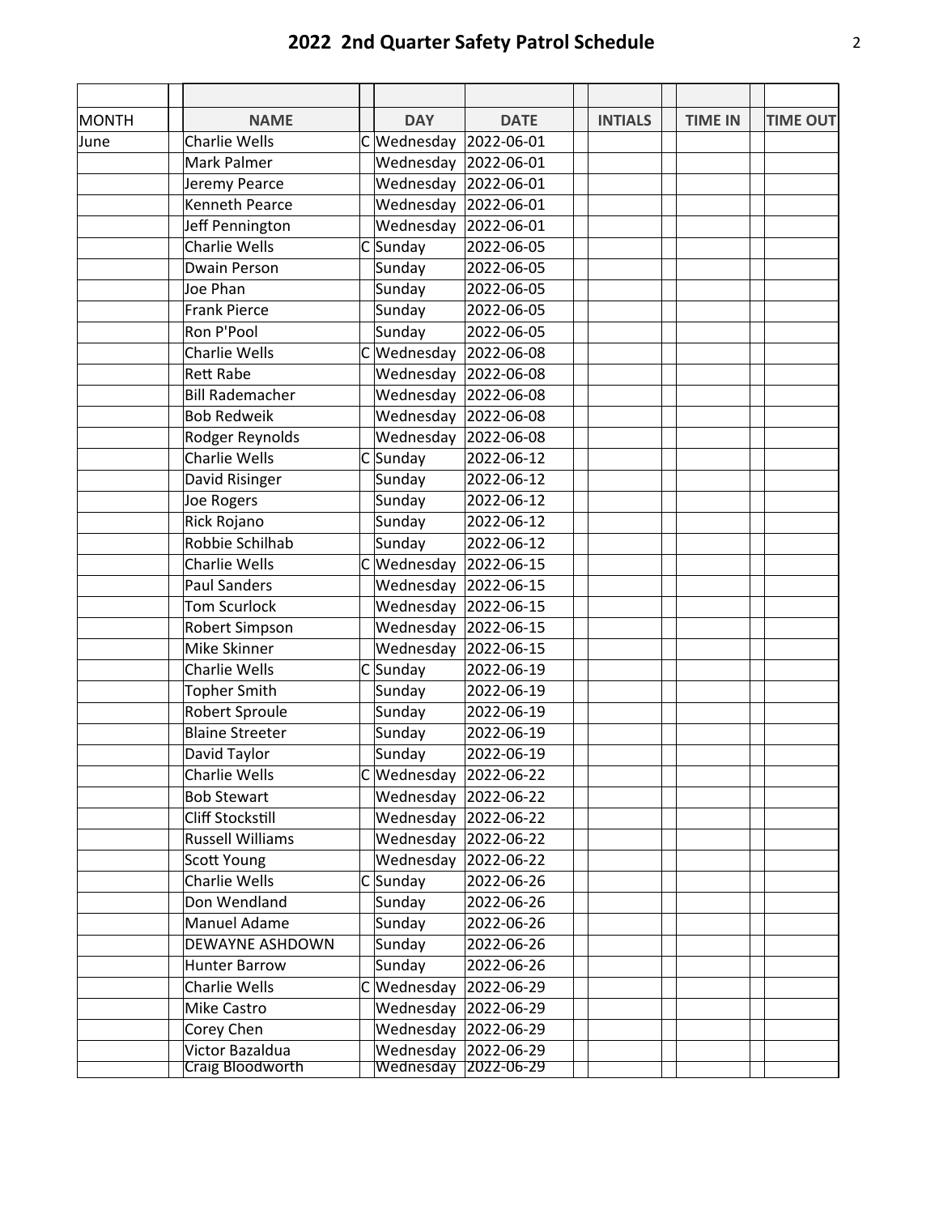## 2022 2nd Quarter Safety Patrol Schedule

| MONTH | NAME | | DAY | DATE | INTIALS | TIME IN | TIME OUT |
|---|---|---|---|---|---|---|---|
| June | Charlie Wells | C | Wednesday | 2022-06-01 | | | |
| | Mark Palmer | | Wednesday | 2022-06-01 | | | |
| | Jeremy Pearce | | Wednesday | 2022-06-01 | | | |
| | Kenneth Pearce | | Wednesday | 2022-06-01 | | | |
| | Jeff Pennington | | Wednesday | 2022-06-01 | | | |
| | Charlie Wells | C | Sunday | 2022-06-05 | | | |
| | Dwain Person | | Sunday | 2022-06-05 | | | |
| | Joe Phan | | Sunday | 2022-06-05 | | | |
| | Frank Pierce | | Sunday | 2022-06-05 | | | |
| | Ron P'Pool | | Sunday | 2022-06-05 | | | |
| | Charlie Wells | C | Wednesday | 2022-06-08 | | | |
| | Rett Rabe | | Wednesday | 2022-06-08 | | | |
| | Bill Rademacher | | Wednesday | 2022-06-08 | | | |
| | Bob Redweik | | Wednesday | 2022-06-08 | | | |
| | Rodger Reynolds | | Wednesday | 2022-06-08 | | | |
| | Charlie Wells | C | Sunday | 2022-06-12 | | | |
| | David Risinger | | Sunday | 2022-06-12 | | | |
| | Joe Rogers | | Sunday | 2022-06-12 | | | |
| | Rick Rojano | | Sunday | 2022-06-12 | | | |
| | Robbie Schilhab | | Sunday | 2022-06-12 | | | |
| | Charlie Wells | C | Wednesday | 2022-06-15 | | | |
| | Paul Sanders | | Wednesday | 2022-06-15 | | | |
| | Tom Scurlock | | Wednesday | 2022-06-15 | | | |
| | Robert Simpson | | Wednesday | 2022-06-15 | | | |
| | Mike Skinner | | Wednesday | 2022-06-15 | | | |
| | Charlie Wells | C | Sunday | 2022-06-19 | | | |
| | Topher Smith | | Sunday | 2022-06-19 | | | |
| | Robert Sproule | | Sunday | 2022-06-19 | | | |
| | Blaine Streeter | | Sunday | 2022-06-19 | | | |
| | David Taylor | | Sunday | 2022-06-19 | | | |
| | Charlie Wells | C | Wednesday | 2022-06-22 | | | |
| | Bob Stewart | | Wednesday | 2022-06-22 | | | |
| | Cliff Stockstill | | Wednesday | 2022-06-22 | | | |
| | Russell Williams | | Wednesday | 2022-06-22 | | | |
| | Scott Young | | Wednesday | 2022-06-22 | | | |
| | Charlie Wells | C | Sunday | 2022-06-26 | | | |
| | Don Wendland | | Sunday | 2022-06-26 | | | |
| | Manuel Adame | | Sunday | 2022-06-26 | | | |
| | DEWAYNE ASHDOWN | | Sunday | 2022-06-26 | | | |
| | Hunter Barrow | | Sunday | 2022-06-26 | | | |
| | Charlie Wells | C | Wednesday | 2022-06-29 | | | |
| | Mike Castro | | Wednesday | 2022-06-29 | | | |
| | Corey Chen | | Wednesday | 2022-06-29 | | | |
| | Victor Bazaldua | | Wednesday | 2022-06-29 | | | |
| | Craig Bloodworth | | Wednesday | 2022-06-29 | | | |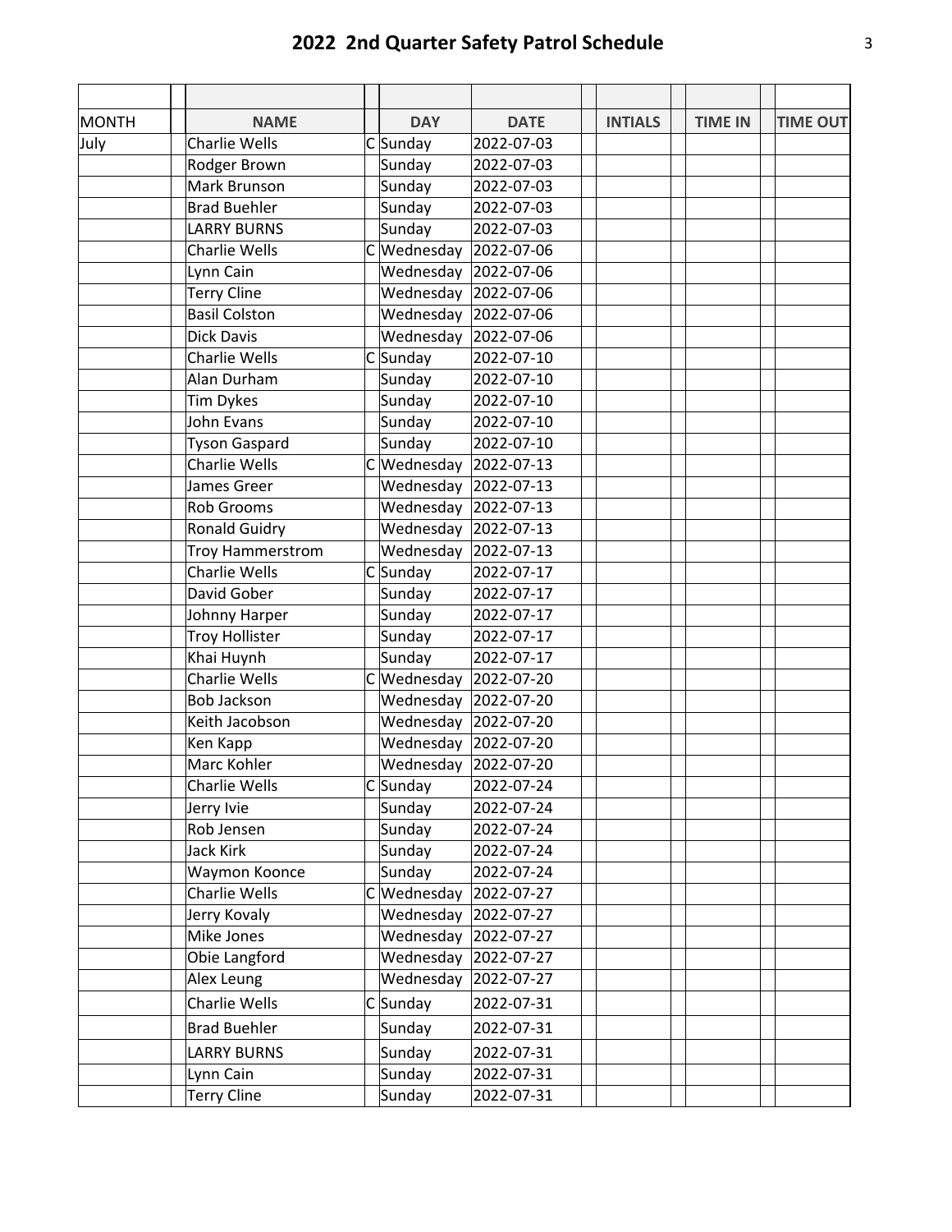# 2022 2nd Quarter Safety Patrol Schedule

| | | | | | | | | | | | |
|---|---|---|---|---|---|---|---|---|---|---|---|
| | | | | | | | | | | | |
| MONTH | | NAME | | DAY | DATE | | INTIALS | | TIME IN | | TIME OUT |
| July | | Charlie Wells | C | Sunday | 2022-07-03 | | | | | | |
| | | Rodger Brown | | Sunday | 2022-07-03 | | | | | | |
| | | Mark Brunson | | Sunday | 2022-07-03 | | | | | | |
| | | Brad Buehler | | Sunday | 2022-07-03 | | | | | | |
| | | LARRY BURNS | | Sunday | 2022-07-03 | | | | | | |
| | | Charlie Wells | C | Wednesday | 2022-07-06 | | | | | | |
| | | Lynn Cain | | Wednesday | 2022-07-06 | | | | | | |
| | | Terry Cline | | Wednesday | 2022-07-06 | | | | | | |
| | | Basil Colston | | Wednesday | 2022-07-06 | | | | | | |
| | | Dick Davis | | Wednesday | 2022-07-06 | | | | | | |
| | | Charlie Wells | C | Sunday | 2022-07-10 | | | | | | |
| | | Alan Durham | | Sunday | 2022-07-10 | | | | | | |
| | | Tim Dykes | | Sunday | 2022-07-10 | | | | | | |
| | | John Evans | | Sunday | 2022-07-10 | | | | | | |
| | | Tyson Gaspard | | Sunday | 2022-07-10 | | | | | | |
| | | Charlie Wells | C | Wednesday | 2022-07-13 | | | | | | |
| | | James Greer | | Wednesday | 2022-07-13 | | | | | | |
| | | Rob Grooms | | Wednesday | 2022-07-13 | | | | | | |
| | | Ronald Guidry | | Wednesday | 2022-07-13 | | | | | | |
| | | Troy Hammerstrom | | Wednesday | 2022-07-13 | | | | | | |
| | | Charlie Wells | C | Sunday | 2022-07-17 | | | | | | |
| | | David Gober | | Sunday | 2022-07-17 | | | | | | |
| | | Johnny Harper | | Sunday | 2022-07-17 | | | | | | |
| | | Troy Hollister | | Sunday | 2022-07-17 | | | | | | |
| | | Khai Huynh | | Sunday | 2022-07-17 | | | | | | |
| | | Charlie Wells | C | Wednesday | 2022-07-20 | | | | | | |
| | | Bob Jackson | | Wednesday | 2022-07-20 | | | | | | |
| | | Keith Jacobson | | Wednesday | 2022-07-20 | | | | | | |
| | | Ken Kapp | | Wednesday | 2022-07-20 | | | | | | |
| | | Marc Kohler | | Wednesday | 2022-07-20 | | | | | | |
| | | Charlie Wells | C | Sunday | 2022-07-24 | | | | | | |
| | | Jerry Ivie | | Sunday | 2022-07-24 | | | | | | |
| | | Rob Jensen | | Sunday | 2022-07-24 | | | | | | |
| | | Jack Kirk | | Sunday | 2022-07-24 | | | | | | |
| | | Waymon Koonce | | Sunday | 2022-07-24 | | | | | | |
| | | Charlie Wells | C | Wednesday | 2022-07-27 | | | | | | |
| | | Jerry Kovaly | | Wednesday | 2022-07-27 | | | | | | |
| | | Mike Jones | | Wednesday | 2022-07-27 | | | | | | |
| | | Obie Langford | | Wednesday | 2022-07-27 | | | | | | |
| | | Alex Leung | | Wednesday | 2022-07-27 | | | | | | |
| | | Charlie Wells | C | Sunday | 2022-07-31 | | | | | | |
| | | Brad Buehler | | Sunday | 2022-07-31 | | | | | | |
| | | LARRY BURNS | | Sunday | 2022-07-31 | | | | | | |
| | | Lynn Cain | | Sunday | 2022-07-31 | | | | | | |
| | | Terry Cline | | Sunday | 2022-07-31 | | | | | | |